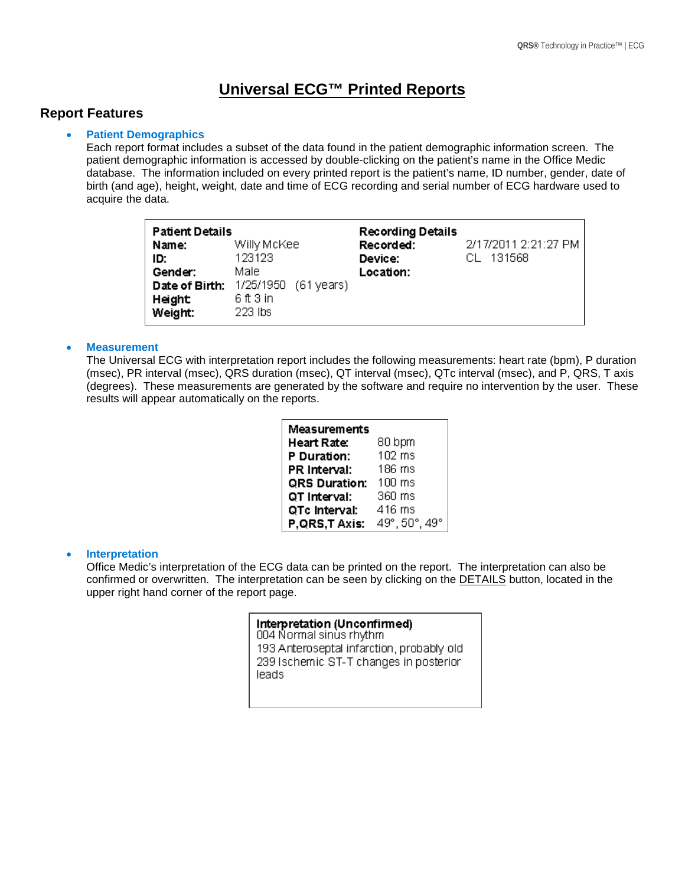# Universal ECG™ Printed Reports

## Report Features

- **Patient Demographics**
  Each report format includes a subset of the data found in the patient demographic information screen. The patient demographic information is accessed by double-clicking on the patient's name in the Office Medic database. The information included on every printed report is the patient's name, ID number, gender, date of birth (and age), height, weight, date and time of ECG recording and serial number of ECG hardware used to acquire the data.

| **Patient Details** | | **Recording Details** | |
|---|---|---|---|
| **Name:** | Willy McKee | **Recorded:** | 2/17/2011 2:21:27 PM |
| **ID:** | 123123 | **Device:** | CL 131568 |
| **Gender:** | Male | **Location:** | |
| **Date of Birth:** | 1/25/1950 (61 years) | | |
| **Height:** | 6 ft 3 in | | |
| **Weight:** | 223 lbs | | |

- **Measurement**
  The Universal ECG with interpretation report includes the following measurements: heart rate (bpm), P duration (msec), PR interval (msec), QRS duration (msec), QT interval (msec), QTc interval (msec), and P, QRS, T axis (degrees). These measurements are generated by the software and require no intervention by the user. These results will appear automatically on the reports.

| **Measurements** | |
|---|---|
| **Heart Rate:** | 80 bpm |
| **P Duration:** | 102 ms |
| **PR Interval:** | 186 ms |
| **QRS Duration:** | 100 ms |
| **QT Interval:** | 360 ms |
| **QTc Interval:** | 416 ms |
| **P,QRS,T Axis:** | 49°, 50°, 49° |

- **Interpretation**
  Office Medic's interpretation of the ECG data can be printed on the report. The interpretation can also be confirmed or overwritten. The interpretation can be seen by clicking on the DETAILS button, located in the upper right hand corner of the report page.

| **Interpretation (Unconfirmed)** |
|---|
| 004 Normal sinus rhythm |
| 193 Anteroseptal infarction, probably old |
| 239 Ischemic ST-T changes in posterior leads |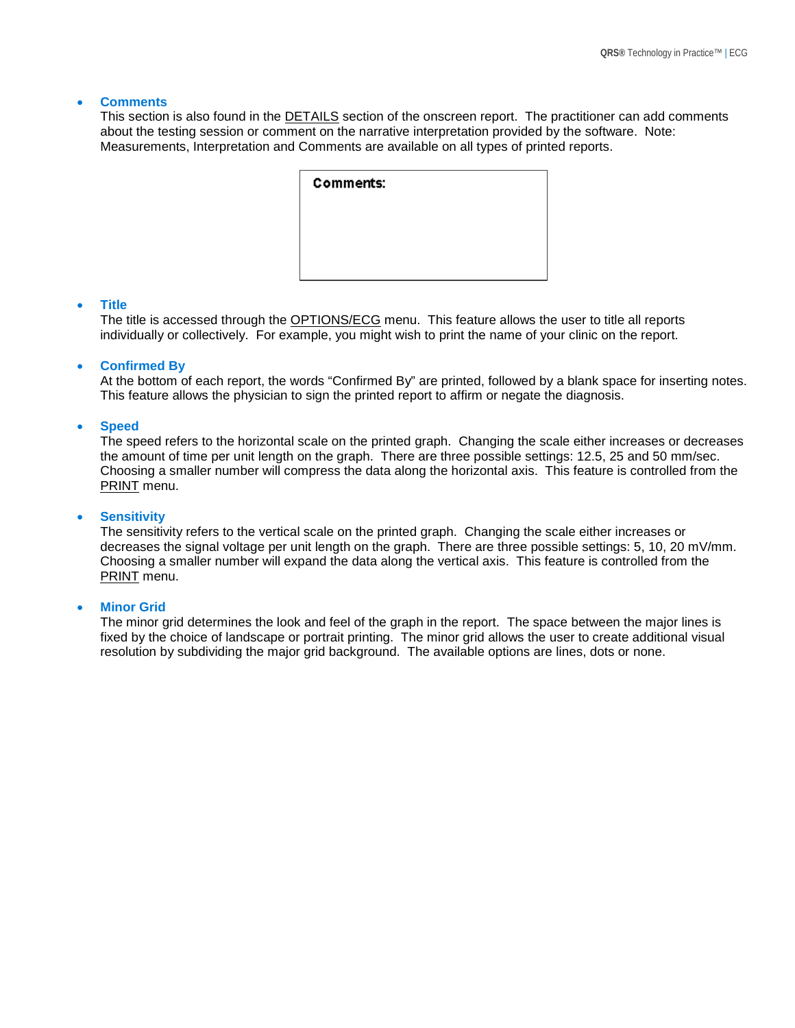- **Comments**
  This section is also found in the DETAILS section of the onscreen report. The practitioner can add comments about the testing session or comment on the narrative interpretation provided by the software. Note: Measurements, Interpretation and Comments are available on all types of printed reports.

  | **Comments:** |
  |---|
  | |

- **Title**
  The title is accessed through the OPTIONS/ECG menu. This feature allows the user to title all reports individually or collectively. For example, you might wish to print the name of your clinic on the report.

- **Confirmed By**
  At the bottom of each report, the words “Confirmed By” are printed, followed by a blank space for inserting notes. This feature allows the physician to sign the printed report to affirm or negate the diagnosis.

- **Speed**
  The speed refers to the horizontal scale on the printed graph. Changing the scale either increases or decreases the amount of time per unit length on the graph. There are three possible settings: 12.5, 25 and 50 mm/sec. Choosing a smaller number will compress the data along the horizontal axis. This feature is controlled from the PRINT menu.

- **Sensitivity**
  The sensitivity refers to the vertical scale on the printed graph. Changing the scale either increases or decreases the signal voltage per unit length on the graph. There are three possible settings: 5, 10, 20 mV/mm. Choosing a smaller number will expand the data along the vertical axis. This feature is controlled from the PRINT menu.

- **Minor Grid**
  The minor grid determines the look and feel of the graph in the report. The space between the major lines is fixed by the choice of landscape or portrait printing. The minor grid allows the user to create additional visual resolution by subdividing the major grid background. The available options are lines, dots or none.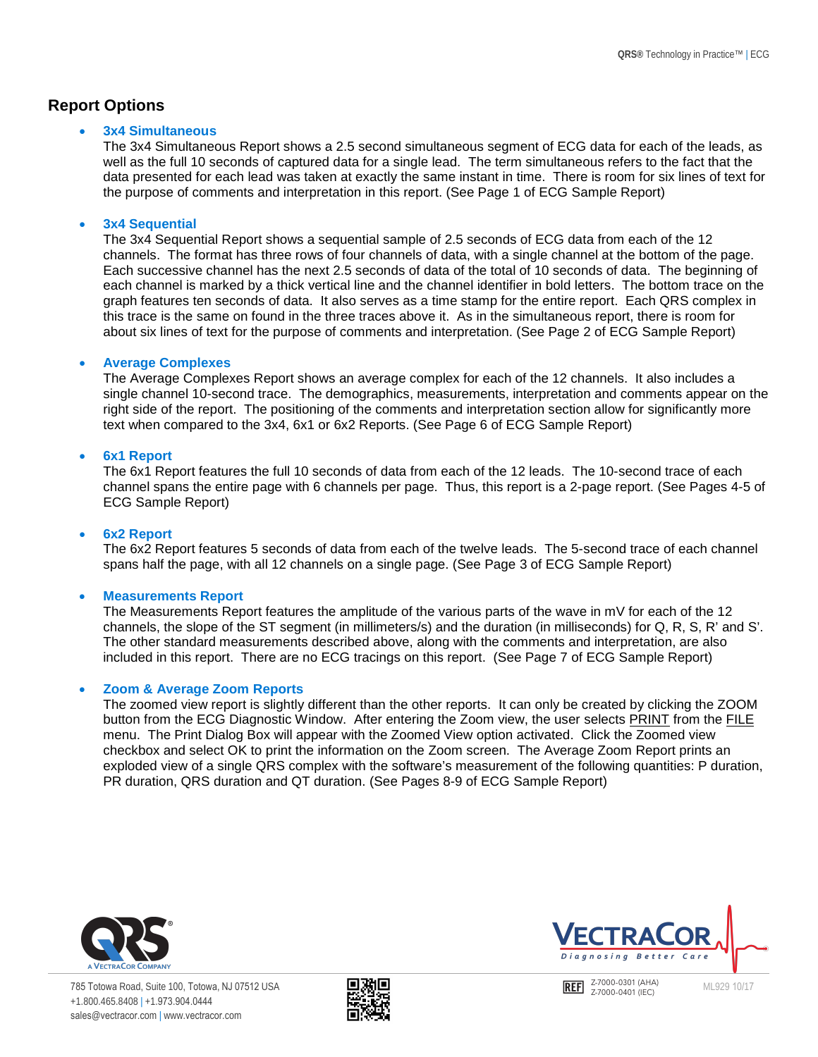## Report Options

- **3x4 Simultaneous**
  The 3x4 Simultaneous Report shows a 2.5 second simultaneous segment of ECG data for each of the leads, as well as the full 10 seconds of captured data for a single lead. The term simultaneous refers to the fact that the data presented for each lead was taken at exactly the same instant in time. There is room for six lines of text for the purpose of comments and interpretation in this report. (See Page 1 of ECG Sample Report)

- **3x4 Sequential**
  The 3x4 Sequential Report shows a sequential sample of 2.5 seconds of ECG data from each of the 12 channels. The format has three rows of four channels of data, with a single channel at the bottom of the page. Each successive channel has the next 2.5 seconds of data of the total of 10 seconds of data. The beginning of each channel is marked by a thick vertical line and the channel identifier in bold letters. The bottom trace on the graph features ten seconds of data. It also serves as a time stamp for the entire report. Each QRS complex in this trace is the same on found in the three traces above it. As in the simultaneous report, there is room for about six lines of text for the purpose of comments and interpretation. (See Page 2 of ECG Sample Report)

- **Average Complexes**
  The Average Complexes Report shows an average complex for each of the 12 channels. It also includes a single channel 10-second trace. The demographics, measurements, interpretation and comments appear on the right side of the report. The positioning of the comments and interpretation section allow for significantly more text when compared to the 3x4, 6x1 or 6x2 Reports. (See Page 6 of ECG Sample Report)

- **6x1 Report**
  The 6x1 Report features the full 10 seconds of data from each of the 12 leads. The 10-second trace of each channel spans the entire page with 6 channels per page. Thus, this report is a 2-page report. (See Pages 4-5 of ECG Sample Report)

- **6x2 Report**
  The 6x2 Report features 5 seconds of data from each of the twelve leads. The 5-second trace of each channel spans half the page, with all 12 channels on a single page. (See Page 3 of ECG Sample Report)

- **Measurements Report**
  The Measurements Report features the amplitude of the various parts of the wave in mV for each of the 12 channels, the slope of the ST segment (in millimeters/s) and the duration (in milliseconds) for Q, R, S, R' and S'. The other standard measurements described above, along with the comments and interpretation, are also included in this report. There are no ECG tracings on this report. (See Page 7 of ECG Sample Report)

- **Zoom & Average Zoom Reports**
  The zoomed view report is slightly different than the other reports. It can only be created by clicking the ZOOM button from the ECG Diagnostic Window. After entering the Zoom view, the user selects PRINT from the FILE menu. The Print Dialog Box will appear with the Zoomed View option activated. Click the Zoomed view checkbox and select OK to print the information on the Zoom screen. The Average Zoom Report prints an exploded view of a single QRS complex with the software's measurement of the following quantities: P duration, PR duration, QRS duration and QT duration. (See Pages 8-9 of ECG Sample Report)

QRS® A VECTRACOR COMPANY

VECTRACOR Diagnosing Better Care

785 Totowa Road, Suite 100, Totowa, NJ 07512 USA
+1.800.465.8408 | +1.973.904.0444
sales@vectracor.com | www.vectracor.com

REF Z-7000-0301 (AHA)
Z-7000-0401 (IEC)

ML929 10/17